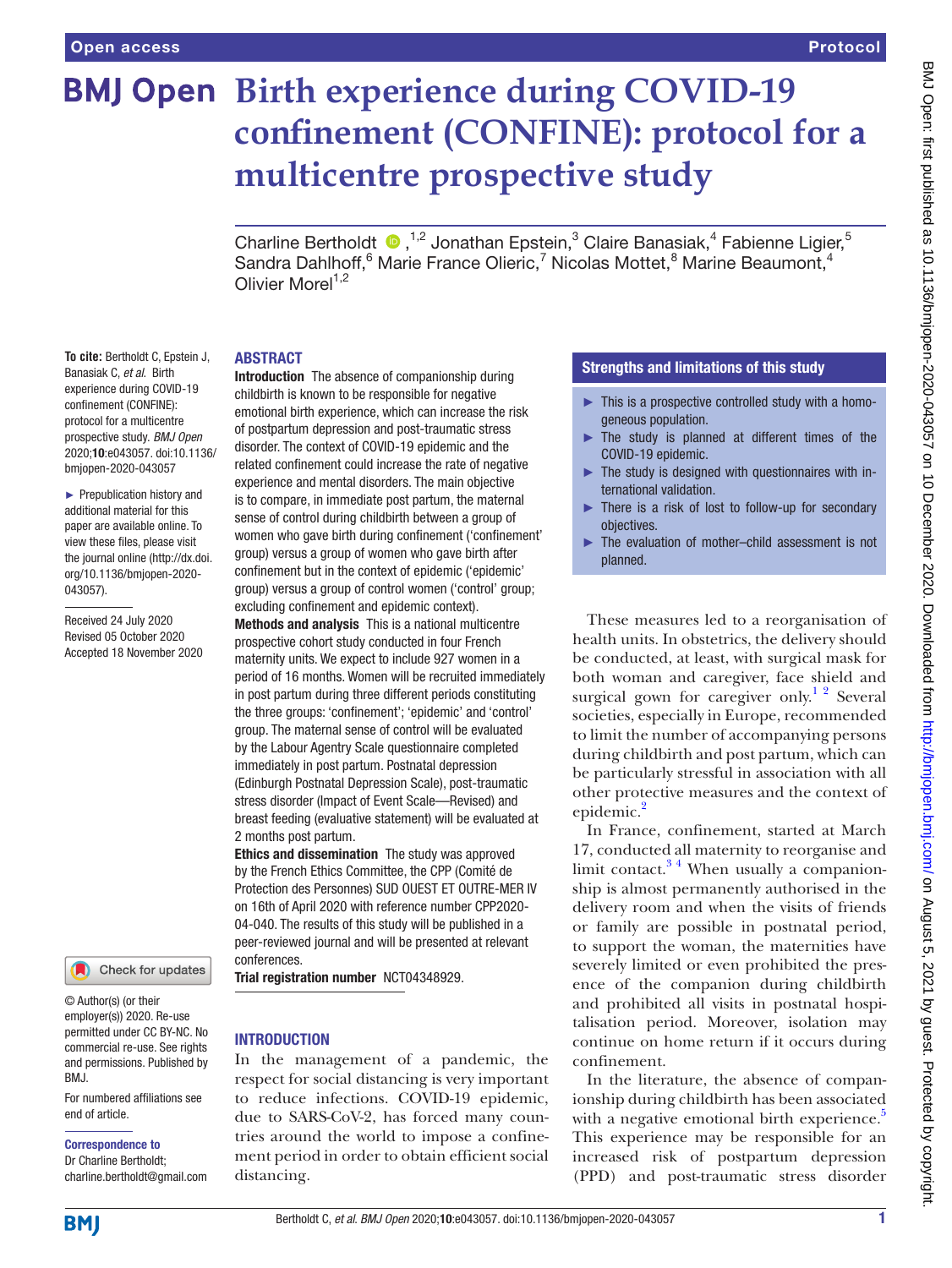# Birth experience during COVID-19 confinement (CONFINE): protocol for a multicentre prospective study

Charline Bertholdt [1,2] Jonathan Epstein,[3] Claire Banasiak,[4] Fabienne Ligier,[5] Sandra Dahlhoff,[6] Marie France Olieric,[7] Nicolas Mottet,[8] Marine Beaumont,[4] Olivier Morel[1,2]

**To cite:** Bertholdt C, Epstein J, Banasiak C, *et al*. Birth experience during COVID-19 confinement (CONFINE): protocol for a multicentre prospective study. *BMJ Open* 2020;**10**:e043057. doi:10.1136/bmjopen-2020-043057

► Prepublication history and additional material for this paper are available online. To view these files, please visit the journal online (http://dx.doi.org/10.1136/bmjopen-2020-043057).

Received 24 July 2020
Revised 05 October 2020
Accepted 18 November 2020

© Author(s) (or their employer(s)) 2020. Re-use permitted under CC BY-NC. No commercial re-use. See rights and permissions. Published by BMJ.

For numbered affiliations see end of article.

**Correspondence to**
Dr Charline Bertholdt;
charline.bertholdt@gmail.com

## ABSTRACT

**Introduction** The absence of companionship during childbirth is known to be responsible for negative emotional birth experience, which can increase the risk of postpartum depression and post-traumatic stress disorder. The context of COVID-19 epidemic and the related confinement could increase the rate of negative experience and mental disorders. The main objective is to compare, in immediate post partum, the maternal sense of control during childbirth between a group of women who gave birth during confinement ('confinement' group) versus a group of women who gave birth after confinement but in the context of epidemic ('epidemic' group) versus a group of control women ('control' group; excluding confinement and epidemic context).

**Methods and analysis** This is a national multicentre prospective cohort study conducted in four French maternity units. We expect to include 927 women in a period of 16 months. Women will be recruited immediately in post partum during three different periods constituting the three groups: 'confinement'; 'epidemic' and 'control' group. The maternal sense of control will be evaluated by the Labour Agentry Scale questionnaire completed immediately in post partum. Postnatal depression (Edinburgh Postnatal Depression Scale), post-traumatic stress disorder (Impact of Event Scale—Revised) and breast feeding (evaluative statement) will be evaluated at 2 months post partum.

**Ethics and dissemination** The study was approved by the French Ethics Committee, the CPP (Comité de Protection des Personnes) SUD OUEST ET OUTRE-MER IV on 16th of April 2020 with reference number CPP2020-04-040. The results of this study will be published in a peer-reviewed journal and will be presented at relevant conferences.

**Trial registration number** NCT04348929.

## Strengths and limitations of this study

- ► This is a prospective controlled study with a homogeneous population.
- ► The study is planned at different times of the COVID-19 epidemic.
- ► The study is designed with questionnaires with international validation.
- ► There is a risk of lost to follow-up for secondary objectives.
- ► The evaluation of mother–child assessment is not planned.

## INTRODUCTION

In the management of a pandemic, the respect for social distancing is very important to reduce infections. COVID-19 epidemic, due to SARS-CoV-2, has forced many countries around the world to impose a confinement period in order to obtain efficient social distancing.

These measures led to a reorganisation of health units. In obstetrics, the delivery should be conducted, at least, with surgical mask for both woman and caregiver, face shield and surgical gown for caregiver only.[1 2] Several societies, especially in Europe, recommended to limit the number of accompanying persons during childbirth and post partum, which can be particularly stressful in association with all other protective measures and the context of epidemic.[2]

In France, confinement, started at March 17, conducted all maternity to reorganise and limit contact.[3 4] When usually a companionship is almost permanently authorised in the delivery room and when the visits of friends or family are possible in postnatal period, to support the woman, the maternities have severely limited or even prohibited the presence of the companion during childbirth and prohibited all visits in postnatal hospitalisation period. Moreover, isolation may continue on home return if it occurs during confinement.

In the literature, the absence of companionship during childbirth has been associated with a negative emotional birth experience.[5] This experience may be responsible for an increased risk of postpartum depression (PPD) and post-traumatic stress disorder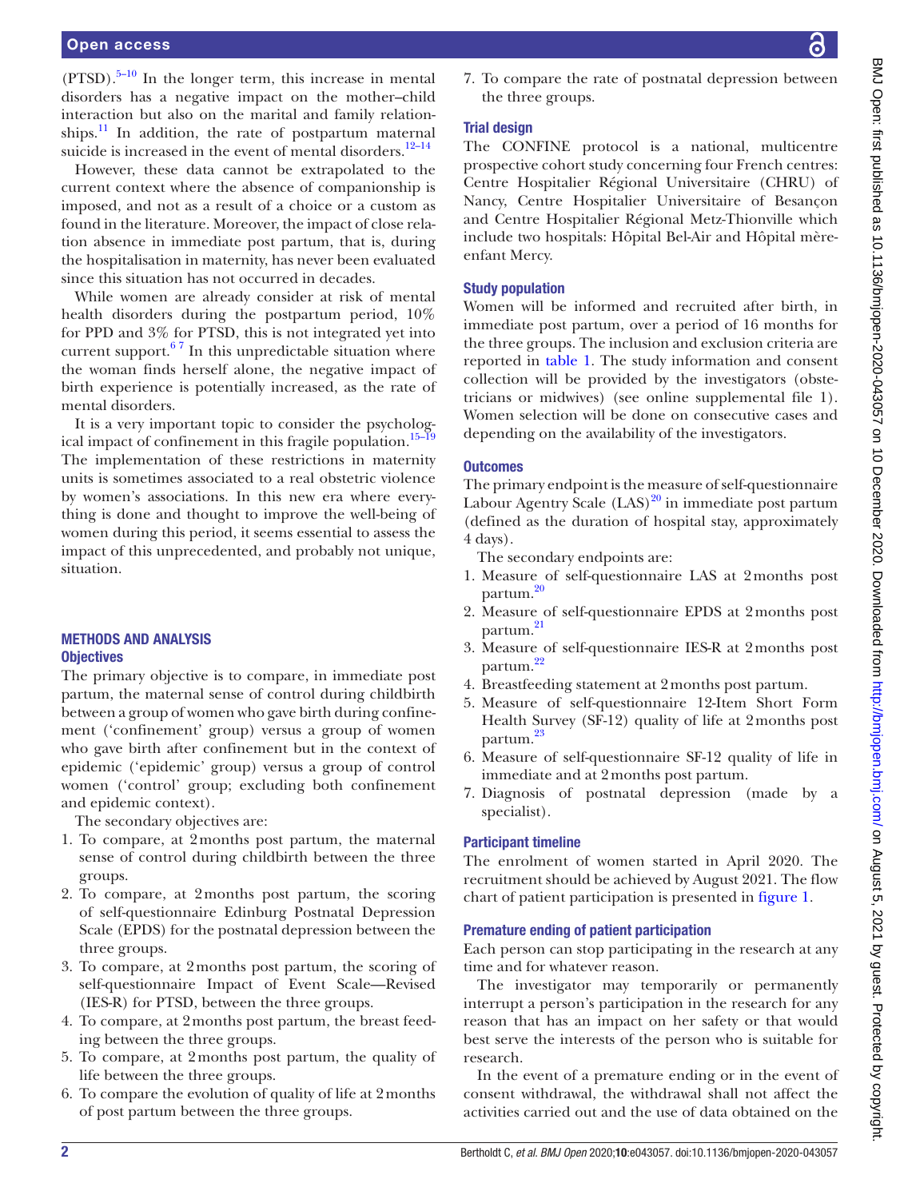(PTSD).[5–10] In the longer term, this increase in mental disorders has a negative impact on the mother–child interaction but also on the marital and family relationships.[11] In addition, the rate of postpartum maternal suicide is increased in the event of mental disorders.[12–14]

However, these data cannot be extrapolated to the current context where the absence of companionship is imposed, and not as a result of a choice or a custom as found in the literature. Moreover, the impact of close relation absence in immediate post partum, that is, during the hospitalisation in maternity, has never been evaluated since this situation has not occurred in decades.

While women are already consider at risk of mental health disorders during the postpartum period, 10% for PPD and 3% for PTSD, this is not integrated yet into current support.[6 7] In this unpredictable situation where the woman finds herself alone, the negative impact of birth experience is potentially increased, as the rate of mental disorders.

It is a very important topic to consider the psychological impact of confinement in this fragile population.[15–19] The implementation of these restrictions in maternity units is sometimes associated to a real obstetric violence by women's associations. In this new era where everything is done and thought to improve the well-being of women during this period, it seems essential to assess the impact of this unprecedented, and probably not unique, situation.

## METHODS AND ANALYSIS

### Objectives

The primary objective is to compare, in immediate post partum, the maternal sense of control during childbirth between a group of women who gave birth during confinement ('confinement' group) versus a group of women who gave birth after confinement but in the context of epidemic ('epidemic' group) versus a group of control women ('control' group; excluding both confinement and epidemic context).

The secondary objectives are:

1. To compare, at 2 months post partum, the maternal sense of control during childbirth between the three groups.
2. To compare, at 2 months post partum, the scoring of self-questionnaire Edinburg Postnatal Depression Scale (EPDS) for the postnatal depression between the three groups.
3. To compare, at 2 months post partum, the scoring of self-questionnaire Impact of Event Scale—Revised (IES-R) for PTSD, between the three groups.
4. To compare, at 2 months post partum, the breast feeding between the three groups.
5. To compare, at 2 months post partum, the quality of life between the three groups.
6. To compare the evolution of quality of life at 2 months of post partum between the three groups.
7. To compare the rate of postnatal depression between the three groups.

### Trial design

The CONFINE protocol is a national, multicentre prospective cohort study concerning four French centres: Centre Hospitalier Régional Universitaire (CHRU) of Nancy, Centre Hospitalier Universitaire of Besançon and Centre Hospitalier Régional Metz-Thionville which include two hospitals: Hôpital Bel-Air and Hôpital mère-enfant Mercy.

### Study population

Women will be informed and recruited after birth, in immediate post partum, over a period of 16 months for the three groups. The inclusion and exclusion criteria are reported in table 1. The study information and consent collection will be provided by the investigators (obstetricians or midwives) (see online supplemental file 1). Women selection will be done on consecutive cases and depending on the availability of the investigators.

### Outcomes

The primary endpoint is the measure of self-questionnaire Labour Agentry Scale (LAS)[20] in immediate post partum (defined as the duration of hospital stay, approximately 4 days).

The secondary endpoints are:

1. Measure of self-questionnaire LAS at 2 months post partum.[20]
2. Measure of self-questionnaire EPDS at 2 months post partum.[21]
3. Measure of self-questionnaire IES-R at 2 months post partum.[22]
4. Breastfeeding statement at 2 months post partum.
5. Measure of self-questionnaire 12-Item Short Form Health Survey (SF-12) quality of life at 2 months post partum.[23]
6. Measure of self-questionnaire SF-12 quality of life in immediate and at 2 months post partum.
7. Diagnosis of postnatal depression (made by a specialist).

### Participant timeline

The enrolment of women started in April 2020. The recruitment should be achieved by August 2021. The flow chart of patient participation is presented in figure 1.

### Premature ending of patient participation

Each person can stop participating in the research at any time and for whatever reason.

The investigator may temporarily or permanently interrupt a person's participation in the research for any reason that has an impact on her safety or that would best serve the interests of the person who is suitable for research.

In the event of a premature ending or in the event of consent withdrawal, the withdrawal shall not affect the activities carried out and the use of data obtained on the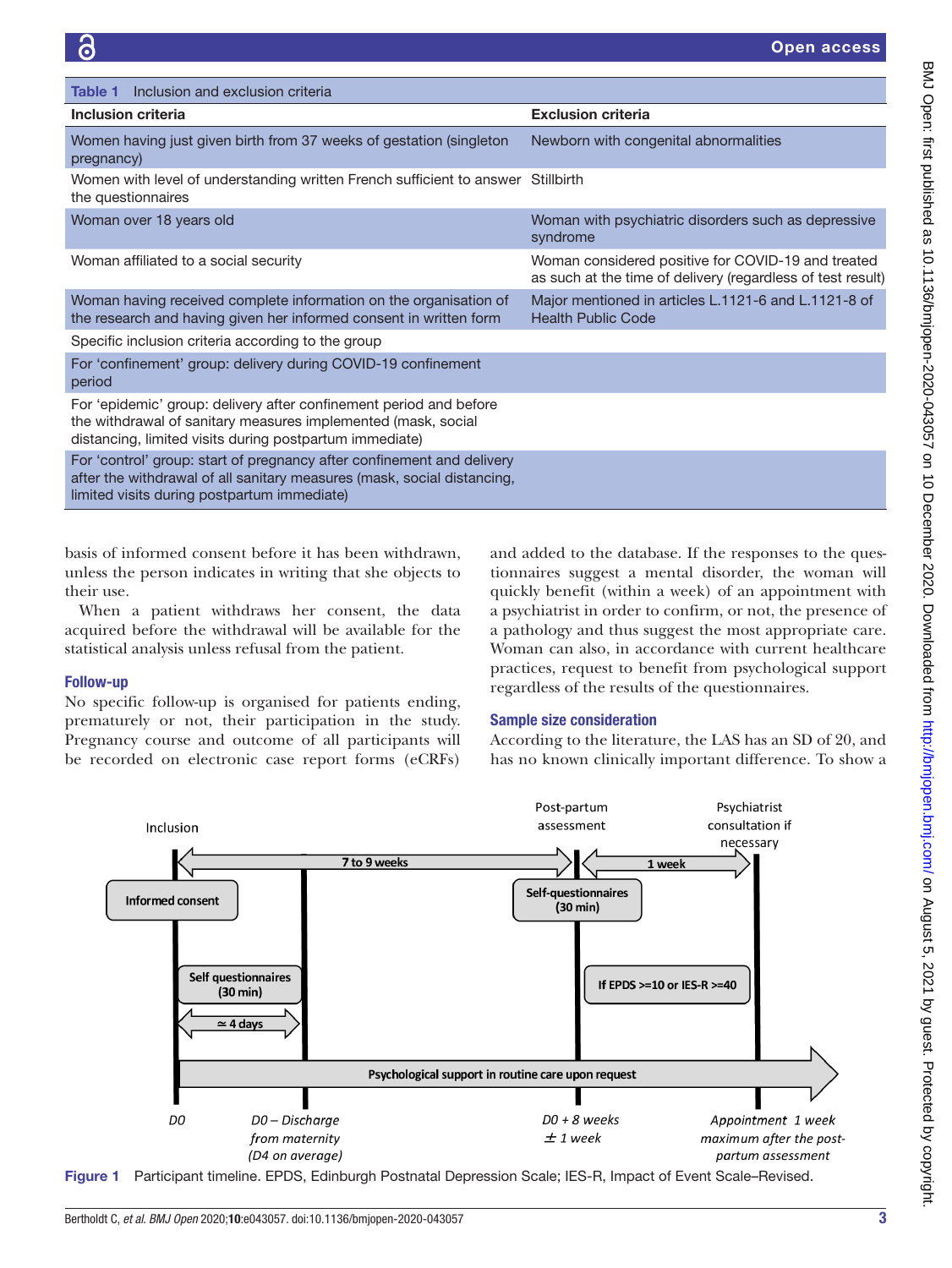**Table 1** Inclusion and exclusion criteria

| Inclusion criteria | Exclusion criteria |
|---|---|
| Women having just given birth from 37 weeks of gestation (singleton pregnancy) | Newborn with congenital abnormalities |
| Women with level of understanding written French sufficient to answer the questionnaires | Stillbirth |
| Woman over 18 years old | Woman with psychiatric disorders such as depressive syndrome |
| Woman affiliated to a social security | Woman considered positive for COVID-19 and treated as such at the time of delivery (regardless of test result) |
| Woman having received complete information on the organisation of the research and having given her informed consent in written form | Major mentioned in articles L.1121-6 and L.1121-8 of Health Public Code |
| Specific inclusion criteria according to the group | |
| For 'confinement' group: delivery during COVID-19 confinement period | |
| For 'epidemic' group: delivery after confinement period and before the withdrawal of sanitary measures implemented (mask, social distancing, limited visits during postpartum immediate) | |
| For 'control' group: start of pregnancy after confinement and delivery after the withdrawal of all sanitary measures (mask, social distancing, limited visits during postpartum immediate) | |

basis of informed consent before it has been withdrawn, unless the person indicates in writing that she objects to their use.

When a patient withdraws her consent, the data acquired before the withdrawal will be available for the statistical analysis unless refusal from the patient.

### Follow-up

No specific follow-up is organised for patients ending, prematurely or not, their participation in the study. Pregnancy course and outcome of all participants will be recorded on electronic case report forms (eCRFs) and added to the database. If the responses to the questionnaires suggest a mental disorder, the woman will quickly benefit (within a week) of an appointment with a psychiatrist in order to confirm, or not, the presence of a pathology and thus suggest the most appropriate care. Woman can also, in accordance with current healthcare practices, request to benefit from psychological support regardless of the results of the questionnaires.

### Sample size consideration

According to the literature, the LAS has an SD of 20, and has no known clinically important difference. To show a

Figure 1 Participant timeline. EPDS, Edinburgh Postnatal Depression Scale; IES-R, Impact of Event Scale–Revised.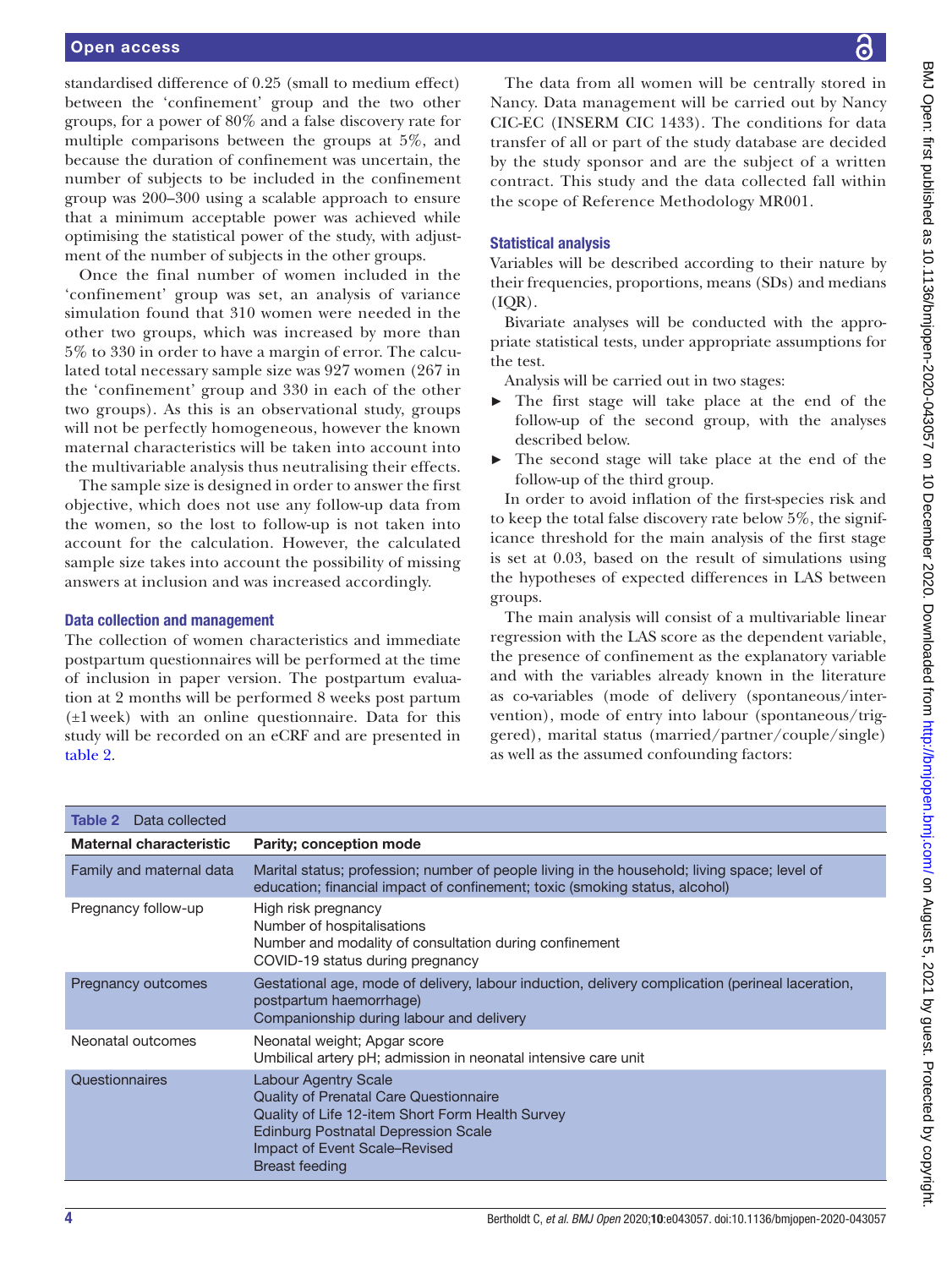standardised difference of 0.25 (small to medium effect) between the 'confinement' group and the two other groups, for a power of 80% and a false discovery rate for multiple comparisons between the groups at 5%, and because the duration of confinement was uncertain, the number of subjects to be included in the confinement group was 200–300 using a scalable approach to ensure that a minimum acceptable power was achieved while optimising the statistical power of the study, with adjustment of the number of subjects in the other groups.

Once the final number of women included in the 'confinement' group was set, an analysis of variance simulation found that 310 women were needed in the other two groups, which was increased by more than 5% to 330 in order to have a margin of error. The calculated total necessary sample size was 927 women (267 in the 'confinement' group and 330 in each of the other two groups). As this is an observational study, groups will not be perfectly homogeneous, however the known maternal characteristics will be taken into account into the multivariable analysis thus neutralising their effects.

The sample size is designed in order to answer the first objective, which does not use any follow-up data from the women, so the lost to follow-up is not taken into account for the calculation. However, the calculated sample size takes into account the possibility of missing answers at inclusion and was increased accordingly.

### Data collection and management

The collection of women characteristics and immediate postpartum questionnaires will be performed at the time of inclusion in paper version. The postpartum evaluation at 2 months will be performed 8 weeks post partum (±1 week) with an online questionnaire. Data for this study will be recorded on an eCRF and are presented in table 2.

The data from all women will be centrally stored in Nancy. Data management will be carried out by Nancy CIC-EC (INSERM CIC 1433). The conditions for data transfer of all or part of the study database are decided by the study sponsor and are the subject of a written contract. This study and the data collected fall within the scope of Reference Methodology MR001.

### Statistical analysis

Variables will be described according to their nature by their frequencies, proportions, means (SDs) and medians (IQR).

Bivariate analyses will be conducted with the appropriate statistical tests, under appropriate assumptions for the test.

Analysis will be carried out in two stages:

- The first stage will take place at the end of the follow-up of the second group, with the analyses described below.
- The second stage will take place at the end of the follow-up of the third group.

In order to avoid inflation of the first-species risk and to keep the total false discovery rate below 5%, the significance threshold for the main analysis of the first stage is set at 0.03, based on the result of simulations using the hypotheses of expected differences in LAS between groups.

The main analysis will consist of a multivariable linear regression with the LAS score as the dependent variable, the presence of confinement as the explanatory variable and with the variables already known in the literature as co-variables (mode of delivery (spontaneous/intervention), mode of entry into labour (spontaneous/triggered), marital status (married/partner/couple/single) as well as the assumed confounding factors:

**Table 2** Data collected

| Maternal characteristic | Parity; conception mode |
|---|---|
| Family and maternal data | Marital status; profession; number of people living in the household; living space; level of education; financial impact of confinement; toxic (smoking status, alcohol) |
| Pregnancy follow-up | High risk pregnancy<br>Number of hospitalisations<br>Number and modality of consultation during confinement<br>COVID-19 status during pregnancy |
| Pregnancy outcomes | Gestational age, mode of delivery, labour induction, delivery complication (perineal laceration, postpartum haemorrhage)<br>Companionship during labour and delivery |
| Neonatal outcomes | Neonatal weight; Apgar score<br>Umbilical artery pH; admission in neonatal intensive care unit |
| Questionnaires | Labour Agentry Scale<br>Quality of Prenatal Care Questionnaire<br>Quality of Life 12-item Short Form Health Survey<br>Edinburg Postnatal Depression Scale<br>Impact of Event Scale–Revised<br>Breast feeding |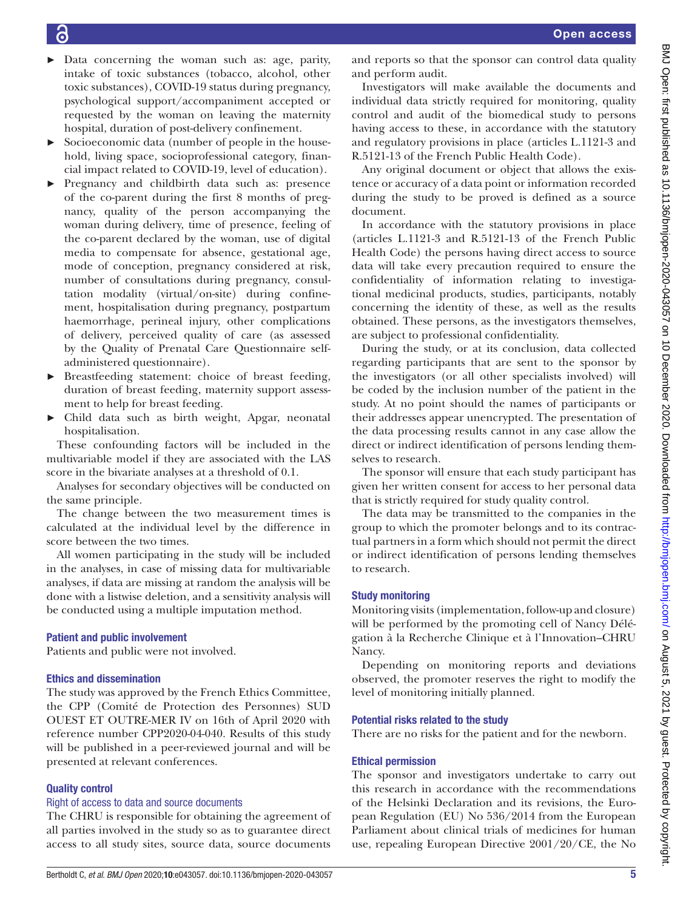- Data concerning the woman such as: age, parity, intake of toxic substances (tobacco, alcohol, other toxic substances), COVID-19 status during pregnancy, psychological support/accompaniment accepted or requested by the woman on leaving the maternity hospital, duration of post-delivery confinement.
- Socioeconomic data (number of people in the household, living space, socioprofessional category, financial impact related to COVID-19, level of education).
- Pregnancy and childbirth data such as: presence of the co-parent during the first 8 months of pregnancy, quality of the person accompanying the woman during delivery, time of presence, feeling of the co-parent declared by the woman, use of digital media to compensate for absence, gestational age, mode of conception, pregnancy considered at risk, number of consultations during pregnancy, consultation modality (virtual/on-site) during confinement, hospitalisation during pregnancy, postpartum haemorrhage, perineal injury, other complications of delivery, perceived quality of care (as assessed by the Quality of Prenatal Care Questionnaire self-administered questionnaire).
- Breastfeeding statement: choice of breast feeding, duration of breast feeding, maternity support assessment to help for breast feeding.
- Child data such as birth weight, Apgar, neonatal hospitalisation.

These confounding factors will be included in the multivariable model if they are associated with the LAS score in the bivariate analyses at a threshold of 0.1.

Analyses for secondary objectives will be conducted on the same principle.

The change between the two measurement times is calculated at the individual level by the difference in score between the two times.

All women participating in the study will be included in the analyses, in case of missing data for multivariable analyses, if data are missing at random the analysis will be done with a listwise deletion, and a sensitivity analysis will be conducted using a multiple imputation method.

### Patient and public involvement

Patients and public were not involved.

### Ethics and dissemination

The study was approved by the French Ethics Committee, the CPP (Comité de Protection des Personnes) SUD OUEST ET OUTRE-MER IV on 16th of April 2020 with reference number CPP2020-04-040. Results of this study will be published in a peer-reviewed journal and will be presented at relevant conferences.

### Quality control

#### Right of access to data and source documents

The CHRU is responsible for obtaining the agreement of all parties involved in the study so as to guarantee direct access to all study sites, source data, source documents and reports so that the sponsor can control data quality and perform audit.

Investigators will make available the documents and individual data strictly required for monitoring, quality control and audit of the biomedical study to persons having access to these, in accordance with the statutory and regulatory provisions in place (articles L.1121-3 and R.5121-13 of the French Public Health Code).

Any original document or object that allows the existence or accuracy of a data point or information recorded during the study to be proved is defined as a source document.

In accordance with the statutory provisions in place (articles L.1121-3 and R.5121-13 of the French Public Health Code) the persons having direct access to source data will take every precaution required to ensure the confidentiality of information relating to investigational medicinal products, studies, participants, notably concerning the identity of these, as well as the results obtained. These persons, as the investigators themselves, are subject to professional confidentiality.

During the study, or at its conclusion, data collected regarding participants that are sent to the sponsor by the investigators (or all other specialists involved) will be coded by the inclusion number of the patient in the study. At no point should the names of participants or their addresses appear unencrypted. The presentation of the data processing results cannot in any case allow the direct or indirect identification of persons lending themselves to research.

The sponsor will ensure that each study participant has given her written consent for access to her personal data that is strictly required for study quality control.

The data may be transmitted to the companies in the group to which the promoter belongs and to its contractual partners in a form which should not permit the direct or indirect identification of persons lending themselves to research.

### Study monitoring

Monitoring visits (implementation, follow-up and closure) will be performed by the promoting cell of Nancy Délégation à la Recherche Clinique et à l'Innovation–CHRU Nancy.

Depending on monitoring reports and deviations observed, the promoter reserves the right to modify the level of monitoring initially planned.

### Potential risks related to the study

There are no risks for the patient and for the newborn.

### Ethical permission

The sponsor and investigators undertake to carry out this research in accordance with the recommendations of the Helsinki Declaration and its revisions, the European Regulation (EU) No 536/2014 from the European Parliament about clinical trials of medicines for human use, repealing European Directive 2001/20/CE, the No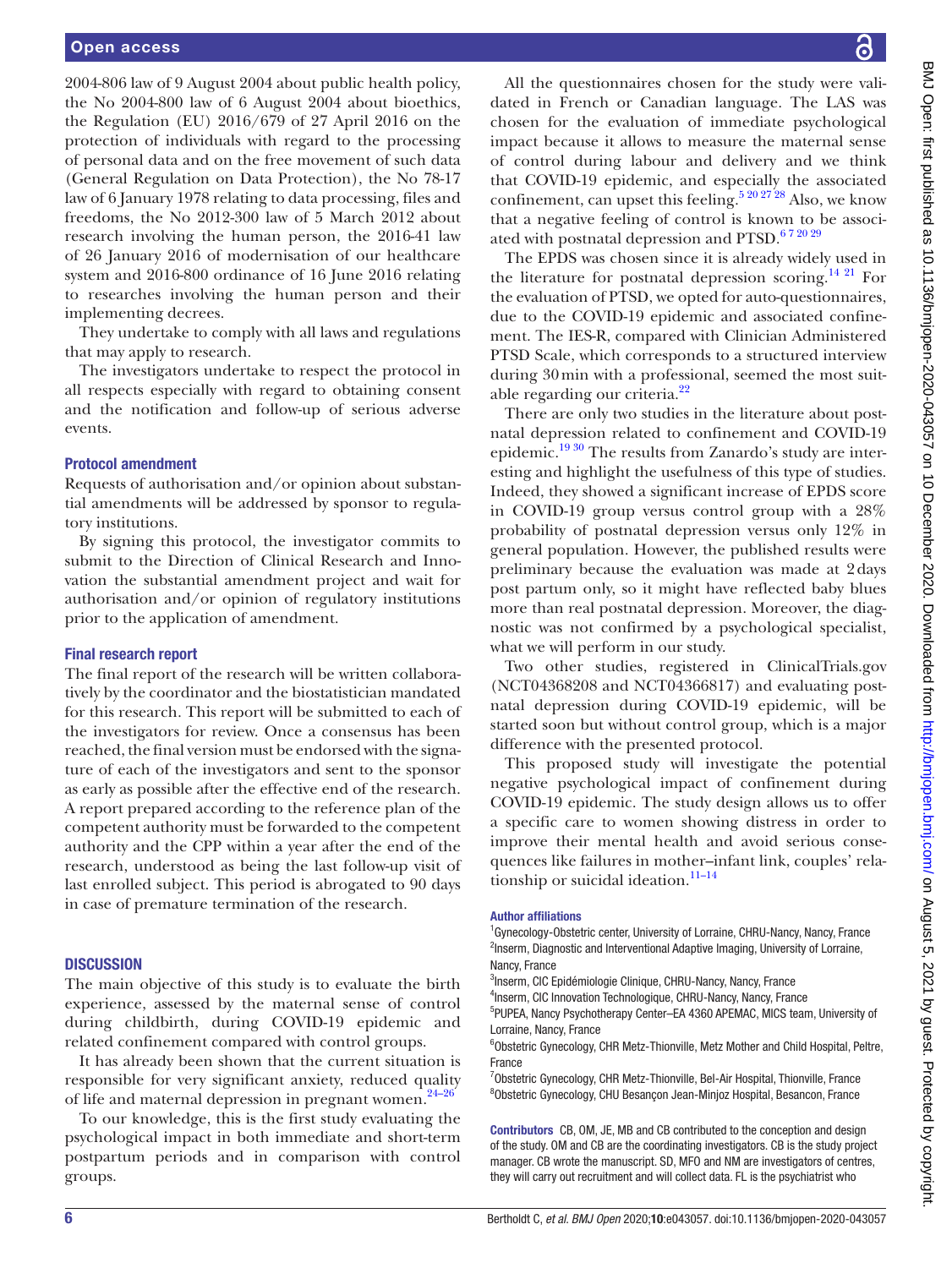2004-806 law of 9 August 2004 about public health policy, the No 2004-800 law of 6 August 2004 about bioethics, the Regulation (EU) 2016/679 of 27 April 2016 on the protection of individuals with regard to the processing of personal data and on the free movement of such data (General Regulation on Data Protection), the No 78-17 law of 6 January 1978 relating to data processing, files and freedoms, the No 2012-300 law of 5 March 2012 about research involving the human person, the 2016-41 law of 26 January 2016 of modernisation of our healthcare system and 2016-800 ordinance of 16 June 2016 relating to researches involving the human person and their implementing decrees.

They undertake to comply with all laws and regulations that may apply to research.

The investigators undertake to respect the protocol in all respects especially with regard to obtaining consent and the notification and follow-up of serious adverse events.

### Protocol amendment

Requests of authorisation and/or opinion about substantial amendments will be addressed by sponsor to regulatory institutions.

By signing this protocol, the investigator commits to submit to the Direction of Clinical Research and Innovation the substantial amendment project and wait for authorisation and/or opinion of regulatory institutions prior to the application of amendment.

### Final research report

The final report of the research will be written collaboratively by the coordinator and the biostatistician mandated for this research. This report will be submitted to each of the investigators for review. Once a consensus has been reached, the final version must be endorsed with the signature of each of the investigators and sent to the sponsor as early as possible after the effective end of the research. A report prepared according to the reference plan of the competent authority must be forwarded to the competent authority and the CPP within a year after the end of the research, understood as being the last follow-up visit of last enrolled subject. This period is abrogated to 90 days in case of premature termination of the research.

## DISCUSSION

The main objective of this study is to evaluate the birth experience, assessed by the maternal sense of control during childbirth, during COVID-19 epidemic and related confinement compared with control groups.

It has already been shown that the current situation is responsible for very significant anxiety, reduced quality of life and maternal depression in pregnant women.[24–26]

To our knowledge, this is the first study evaluating the psychological impact in both immediate and short-term postpartum periods and in comparison with control groups.

All the questionnaires chosen for the study were validated in French or Canadian language. The LAS was chosen for the evaluation of immediate psychological impact because it allows to measure the maternal sense of control during labour and delivery and we think that COVID-19 epidemic, and especially the associated confinement, can upset this feeling.[5 20 27 28] Also, we know that a negative feeling of control is known to be associated with postnatal depression and PTSD.[6 7 20 29]

The EPDS was chosen since it is already widely used in the literature for postnatal depression scoring.[14 21] For the evaluation of PTSD, we opted for auto-questionnaires, due to the COVID-19 epidemic and associated confinement. The IES-R, compared with Clinician Administered PTSD Scale, which corresponds to a structured interview during 30 min with a professional, seemed the most suitable regarding our criteria.[22]

There are only two studies in the literature about postnatal depression related to confinement and COVID-19 epidemic.[19 30] The results from Zanardo's study are interesting and highlight the usefulness of this type of studies. Indeed, they showed a significant increase of EPDS score in COVID-19 group versus control group with a 28% probability of postnatal depression versus only 12% in general population. However, the published results were preliminary because the evaluation was made at 2 days post partum only, so it might have reflected baby blues more than real postnatal depression. Moreover, the diagnostic was not confirmed by a psychological specialist, what we will perform in our study.

Two other studies, registered in ClinicalTrials.gov (NCT04368208 and NCT04366817) and evaluating postnatal depression during COVID-19 epidemic, will be started soon but without control group, which is a major difference with the presented protocol.

This proposed study will investigate the potential negative psychological impact of confinement during COVID-19 epidemic. The study design allows us to offer a specific care to women showing distress in order to improve their mental health and avoid serious consequences like failures in mother–infant link, couples' relationship or suicidal ideation.[11–14]

#### Author affiliations

[1]Gynecology-Obstetric center, University of Lorraine, CHRU-Nancy, Nancy, France
[2]Inserm, Diagnostic and Interventional Adaptive Imaging, University of Lorraine, Nancy, France
[3]Inserm, CIC Epidémiologie Clinique, CHRU-Nancy, Nancy, France
[4]Inserm, CIC Innovation Technologique, CHRU-Nancy, Nancy, France
[5]PUPEA, Nancy Psychotherapy Center–EA 4360 APEMAC, MICS team, University of Lorraine, Nancy, France
[6]Obstetric Gynecology, CHR Metz-Thionville, Metz Mother and Child Hospital, Peltre, France
[7]Obstetric Gynecology, CHR Metz-Thionville, Bel-Air Hospital, Thionville, France
[8]Obstetric Gynecology, CHU Besançon Jean-Minjoz Hospital, Besancon, France

**Contributors** CB, OM, JE, MB and CB contributed to the conception and design of the study. OM and CB are the coordinating investigators. CB is the study project manager. CB wrote the manuscript. SD, MFO and NM are investigators of centres, they will carry out recruitment and will collect data. FL is the psychiatrist who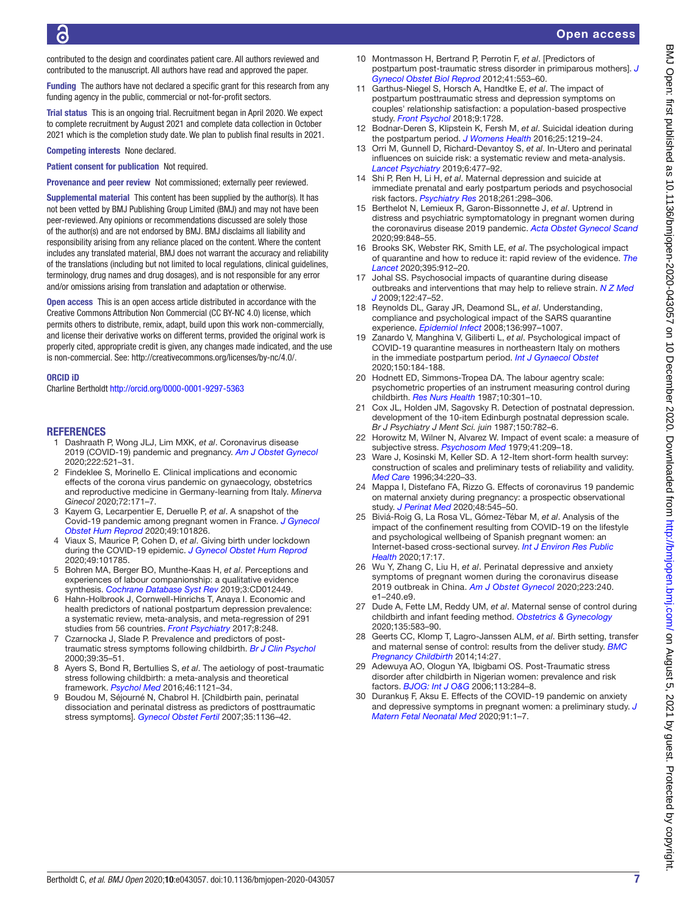contributed to the design and coordinates patient care. All authors reviewed and contributed to the manuscript. All authors have read and approved the paper.

**Funding** The authors have not declared a specific grant for this research from any funding agency in the public, commercial or not-for-profit sectors.

**Trial status** This is an ongoing trial. Recruitment began in April 2020. We expect to complete recruitment by August 2021 and complete data collection in October 2021 which is the completion study date. We plan to publish final results in 2021.

**Competing interests** None declared.

**Patient consent for publication** Not required.

**Provenance and peer review** Not commissioned; externally peer reviewed.

**Supplemental material** This content has been supplied by the author(s). It has not been vetted by BMJ Publishing Group Limited (BMJ) and may not have been peer-reviewed. Any opinions or recommendations discussed are solely those of the author(s) and are not endorsed by BMJ. BMJ disclaims all liability and responsibility arising from any reliance placed on the content. Where the content includes any translated material, BMJ does not warrant the accuracy and reliability of the translations (including but not limited to local regulations, clinical guidelines, terminology, drug names and drug dosages), and is not responsible for any error and/or omissions arising from translation and adaptation or otherwise.

**Open access** This is an open access article distributed in accordance with the Creative Commons Attribution Non Commercial (CC BY-NC 4.0) license, which permits others to distribute, remix, adapt, build upon this work non-commercially, and license their derivative works on different terms, provided the original work is properly cited, appropriate credit is given, any changes made indicated, and the use is non-commercial. See: http://creativecommons.org/licenses/by-nc/4.0/.

**ORCID iD**

Charline Bertholdt http://orcid.org/0000-0001-9297-5363

## REFERENCES

1. Dashraath P, Wong JLJ, Lim MXK, *et al*. Coronavirus disease 2019 (COVID-19) pandemic and pregnancy. *Am J Obstet Gynecol* 2020;222:521–31.
2. Findeklee S, Morinello E. Clinical implications and economic effects of the corona virus pandemic on gynaecology, obstetrics and reproductive medicine in Germany-learning from Italy. *Minerva Ginecol* 2020;72:171–7.
3. Kayem G, Lecarpentier E, Deruelle P, *et al*. A snapshot of the Covid-19 pandemic among pregnant women in France. *J Gynecol Obstet Hum Reprod* 2020;49:101826.
4. Viaux S, Maurice P, Cohen D, *et al*. Giving birth under lockdown during the COVID-19 epidemic. *J Gynecol Obstet Hum Reprod* 2020;49:101785.
5. Bohren MA, Berger BO, Munthe-Kaas H, *et al*. Perceptions and experiences of labour companionship: a qualitative evidence synthesis. *Cochrane Database Syst Rev* 2019;3:CD012449.
6. Hahn-Holbrook J, Cornwell-Hinrichs T, Anaya I. Economic and health predictors of national postpartum depression prevalence: a systematic review, meta-analysis, and meta-regression of 291 studies from 56 countries. *Front Psychiatry* 2017;8:248.
7. Czarnocka J, Slade P. Prevalence and predictors of post-traumatic stress symptoms following childbirth. *Br J Clin Psychol* 2000;39:35–51.
8. Ayers S, Bond R, Bertullies S, *et al*. The aetiology of post-traumatic stress following childbirth: a meta-analysis and theoretical framework. *Psychol Med* 2016;46:1121–34.
9. Boudou M, Séjourné N, Chabrol H. [Childbirth pain, perinatal dissociation and perinatal distress as predictors of posttraumatic stress symptoms]. *Gynecol Obstet Fertil* 2007;35:1136–42.
10. Montmasson H, Bertrand P, Perrotin F, *et al*. [Predictors of postpartum post-traumatic stress disorder in primiparous mothers]. *J Gynecol Obstet Biol Reprod* 2012;41:553–60.
11. Garthus-Niegel S, Horsch A, Handtke E, *et al*. The impact of postpartum posttraumatic stress and depression symptoms on couples' relationship satisfaction: a population-based prospective study. *Front Psychol* 2018;9:1728.
12. Bodnar-Deren S, Klipstein K, Fersh M, *et al*. Suicidal ideation during the postpartum period. *J Womens Health* 2016;25:1219–24.
13. Orri M, Gunnell D, Richard-Devantoy S, *et al*. In-Utero and perinatal influences on suicide risk: a systematic review and meta-analysis. *Lancet Psychiatry* 2019;6:477–92.
14. Shi P, Ren H, Li H, *et al*. Maternal depression and suicide at immediate prenatal and early postpartum periods and psychosocial risk factors. *Psychiatry Res* 2018;261:298–306.
15. Berthelot N, Lemieux R, Garon-Bissonnette J, *et al*. Uptrend in distress and psychiatric symptomatology in pregnant women during the coronavirus disease 2019 pandemic. *Acta Obstet Gynecol Scand* 2020;99:848–55.
16. Brooks SK, Webster RK, Smith LE, *et al*. The psychological impact of quarantine and how to reduce it: rapid review of the evidence. *The Lancet* 2020;395:912–20.
17. Johal SS. Psychosocial impacts of quarantine during disease outbreaks and interventions that may help to relieve strain. *N Z Med J* 2009;122:47–52.
18. Reynolds DL, Garay JR, Deamond SL, *et al*. Understanding, compliance and psychological impact of the SARS quarantine experience. *Epidemiol Infect* 2008;136:997–1007.
19. Zanardo V, Manghina V, Giliberti L, *et al*. Psychological impact of COVID-19 quarantine measures in northeastern Italy on mothers in the immediate postpartum period. *Int J Gynaecol Obstet* 2020;150:184-188.
20. Hodnett ED, Simmons-Tropea DA. The labour agentry scale: psychometric properties of an instrument measuring control during childbirth. *Res Nurs Health* 1987;10:301–10.
21. Cox JL, Holden JM, Sagovsky R. Detection of postnatal depression. development of the 10-item Edinburgh postnatal depression scale. *Br J Psychiatry J Ment Sci. juin* 1987;150:782–6.
22. Horowitz M, Wilner N, Alvarez W. Impact of event scale: a measure of subjective stress. *Psychosom Med* 1979;41:209–18.
23. Ware J, Kosinski M, Keller SD. A 12-Item short-form health survey: construction of scales and preliminary tests of reliability and validity. *Med Care* 1996;34:220–33.
24. Mappa I, Distefano FA, Rizzo G. Effects of coronavirus 19 pandemic on maternal anxiety during pregnancy: a prospectic observational study. *J Perinat Med* 2020;48:545–50.
25. Biviá-Roig G, La Rosa VL, Gómez-Tébar M, *et al*. Analysis of the impact of the confinement resulting from COVID-19 on the lifestyle and psychological wellbeing of Spanish pregnant women: an Internet-based cross-sectional survey. *Int J Environ Res Public Health* 2020;17:17.
26. Wu Y, Zhang C, Liu H, *et al*. Perinatal depressive and anxiety symptoms of pregnant women during the coronavirus disease 2019 outbreak in China. *Am J Obstet Gynecol* 2020;223:240.e1–240.e9.
27. Dude A, Fette LM, Reddy UM, *et al*. Maternal sense of control during childbirth and infant feeding method. *Obstetrics & Gynecology* 2020;135:583–90.
28. Geerts CC, Klomp T, Lagro-Janssen ALM, *et al*. Birth setting, transfer and maternal sense of control: results from the deliver study. *BMC Pregnancy Childbirth* 2014;14:27.
29. Adewuya AO, Ologun YA, Ibigbami OS. Post-Traumatic stress disorder after childbirth in Nigerian women: prevalence and risk factors. *BJOG: Int J O&G* 2006;113:284–8.
30. Durankuş F, Aksu E. Effects of the COVID-19 pandemic on anxiety and depressive symptoms in pregnant women: a preliminary study. *J Matern Fetal Neonatal Med* 2020;91:1–7.